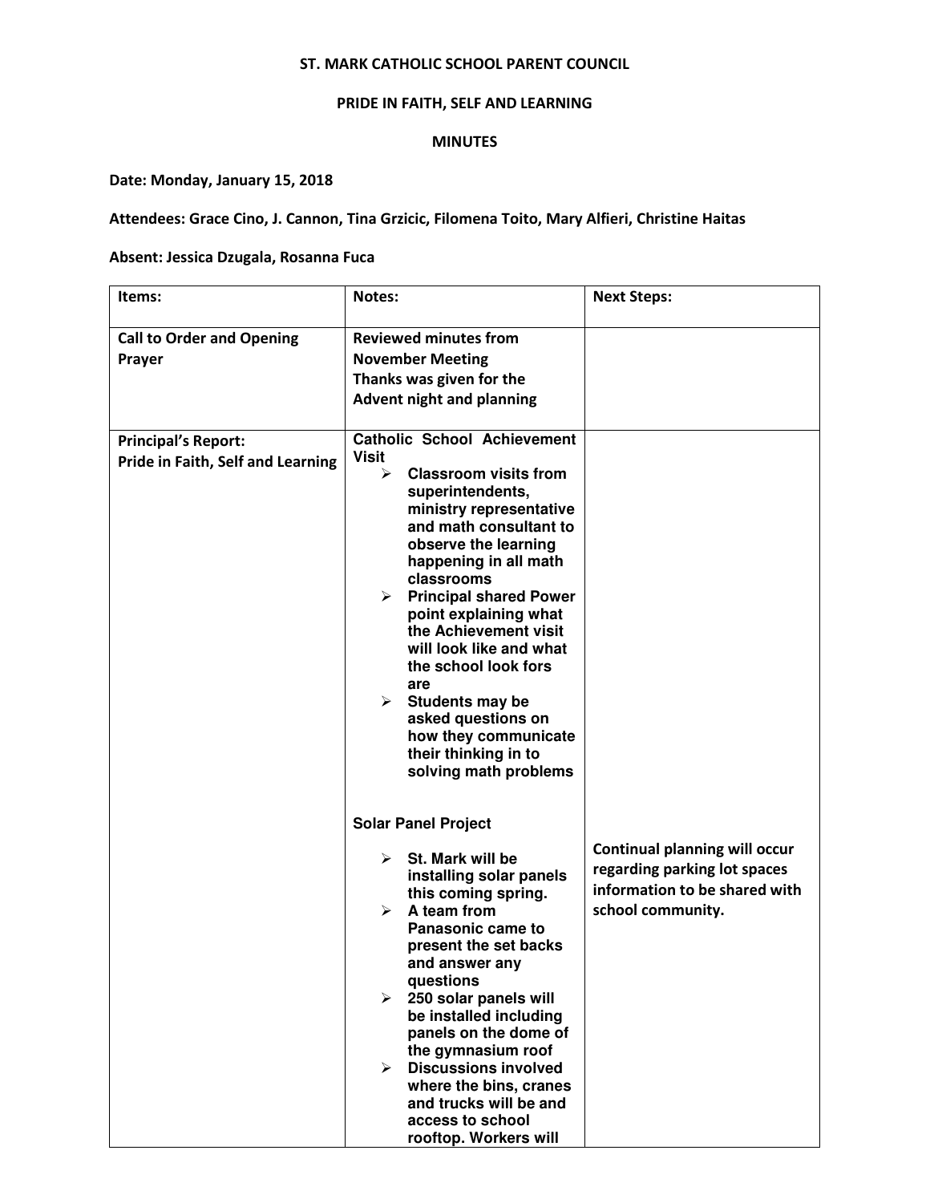**ST. MARK CATHOLIC SCHOOL PARENT COUNCIL**

**PRIDE IN FAITH, SELF AND LEARNING**

**MINUTES**

**Date: Monday, January 15, 2018**

**Attendees: Grace Cino, J. Cannon, Tina Grzicic, Filomena Toito, Mary Alfieri, Christine Haitas**

**Absent: Jessica Dzugala, Rosanna Fuca**

| Items: | Notes: | Next Steps: |
|---|---|---|
| **Call to Order and Opening Prayer** | **Reviewed minutes from November Meeting**<br>**Thanks was given for the Advent night and planning** | |
| **Principal's Report:**<br>**Pride in Faith, Self and Learning** | **Catholic School Achievement Visit**<br>➢ **Classroom visits from superintendents, ministry representative and math consultant to observe the learning happening in all math classrooms**<br>➢ **Principal shared Power point explaining what the Achievement visit will look like and what the school look fors are**<br>➢ **Students may be asked questions on how they communicate their thinking in to solving math problems**<br><br>**Solar Panel Project**<br>➢ **St. Mark will be installing solar panels this coming spring.**<br>➢ **A team from Panasonic came to present the set backs and answer any questions**<br>➢ **250 solar panels will be installed including panels on the dome of the gymnasium roof**<br>➢ **Discussions involved where the bins, cranes and trucks will be and access to school rooftop. Workers will** | **Continual planning will occur regarding parking lot spaces information to be shared with school community.** |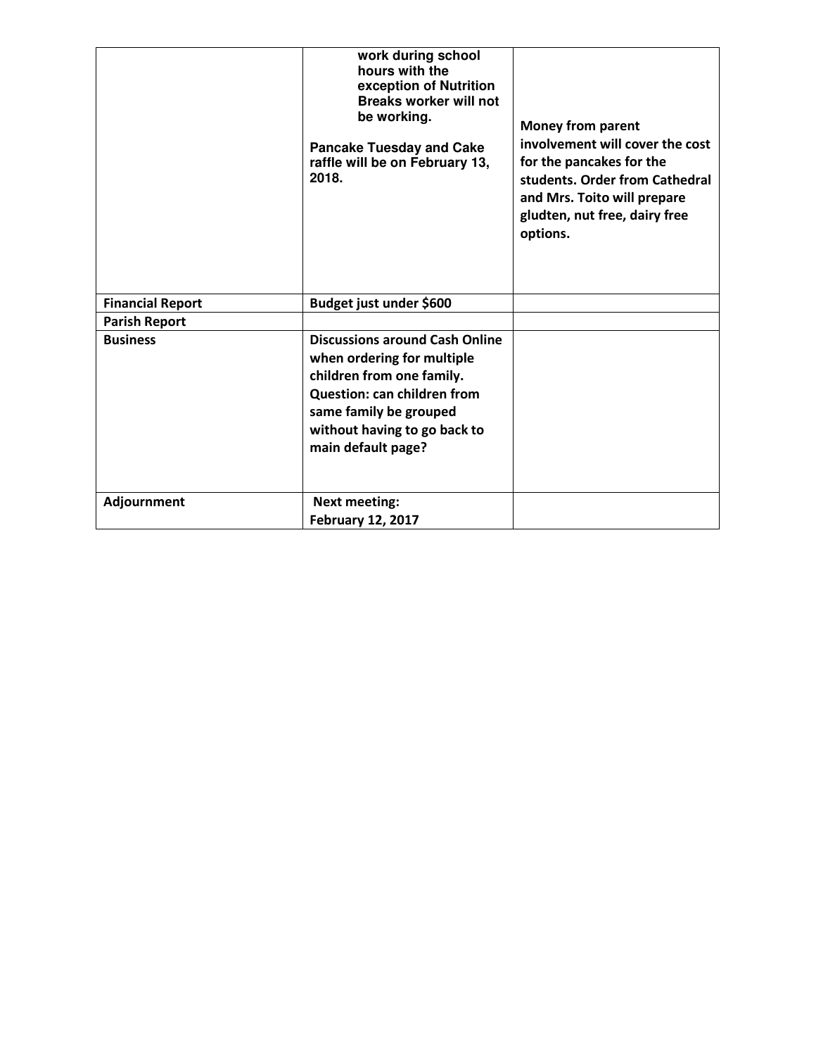| | | |
|---|---|---|
| | work during school hours with the exception of Nutrition Breaks worker will not be working.<br><br>Pancake Tuesday and Cake raffle will be on February 13, 2018. | Money from parent involvement will cover the cost for the pancakes for the students. Order from Cathedral and Mrs. Toito will prepare gludten, nut free, dairy free options. |
| **Financial Report** | **Budget just under $600** | |
| **Parish Report** | | |
| **Business** | **Discussions around Cash Online when ordering for multiple children from one family. Question: can children from same family be grouped without having to go back to main default page?** | |
| **Adjournment** | **Next meeting: February 12, 2017** | |